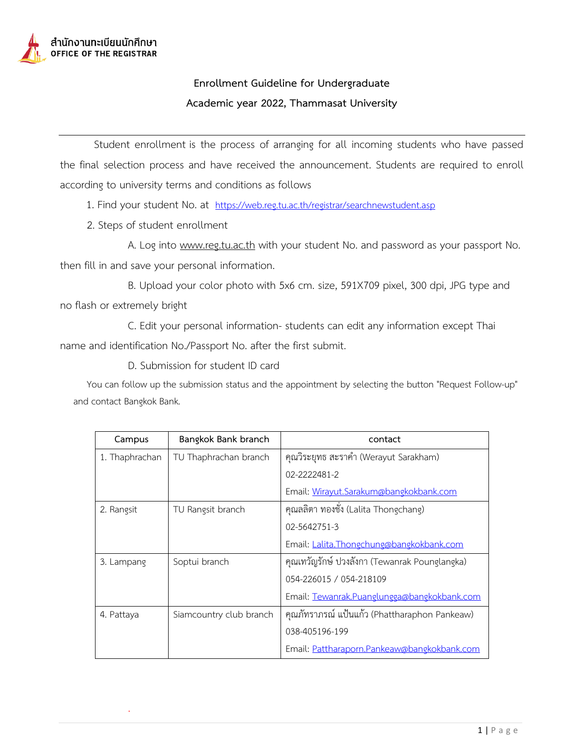สำนักงานทะเบียนนักศึกษา
OFFICE OF THE REGISTRAR

# Enrollment Guideline for Undergraduate

## Academic year 2022, Thammasat University

Student enrollment is the process of arranging for all incoming students who have passed the final selection process and have received the announcement. Students are required to enroll according to university terms and conditions as follows

1. Find your student No. at https://web.reg.tu.ac.th/registrar/searchnewstudent.asp
2. Steps of student enrollment

   A. Log into www.reg.tu.ac.th with your student No. and password as your passport No. then fill in and save your personal information.

   B. Upload your color photo with 5x6 cm. size, 591X709 pixel, 300 dpi, JPG type and no flash or extremely bright

   C. Edit your personal information- students can edit any information except Thai name and identification No./Passport No. after the first submit.

   D. Submission for student ID card

You can follow up the submission status and the appointment by selecting the button "Request Follow-up" and contact Bangkok Bank.

| Campus | Bangkok Bank branch | contact |
|---|---|---|
| 1. Thaphrachan | TU Thaphrachan branch | คุณวิระยุทธ สะราคำ (Werayut Sarakham)<br>02-2222481-2<br>Email: Wirayut.Sarakum@bangkokbank.com |
| 2. Rangsit | TU Rangsit branch | คุณลลิตา ทองชั่ง (Lalita Thongchang)<br>02-5642751-3<br>Email: Lalita.Thongchung@bangkokbank.com |
| 3. Lampang | Soptui branch | คุณเทวัญรักษ์ ปวงลังกา (Tewanrak Pounglangka)<br>054-226015 / 054-218109<br>Email: Tewanrak.Puanglungga@bangkokbank.com |
| 4. Pattaya | Siamcountry club branch | คุณภัทราภรณ์ แป้นแก้ว (Phattharaphon Pankeaw)<br>038-405196-199<br>Email: Pattharaporn.Pankeaw@bangkokbank.com |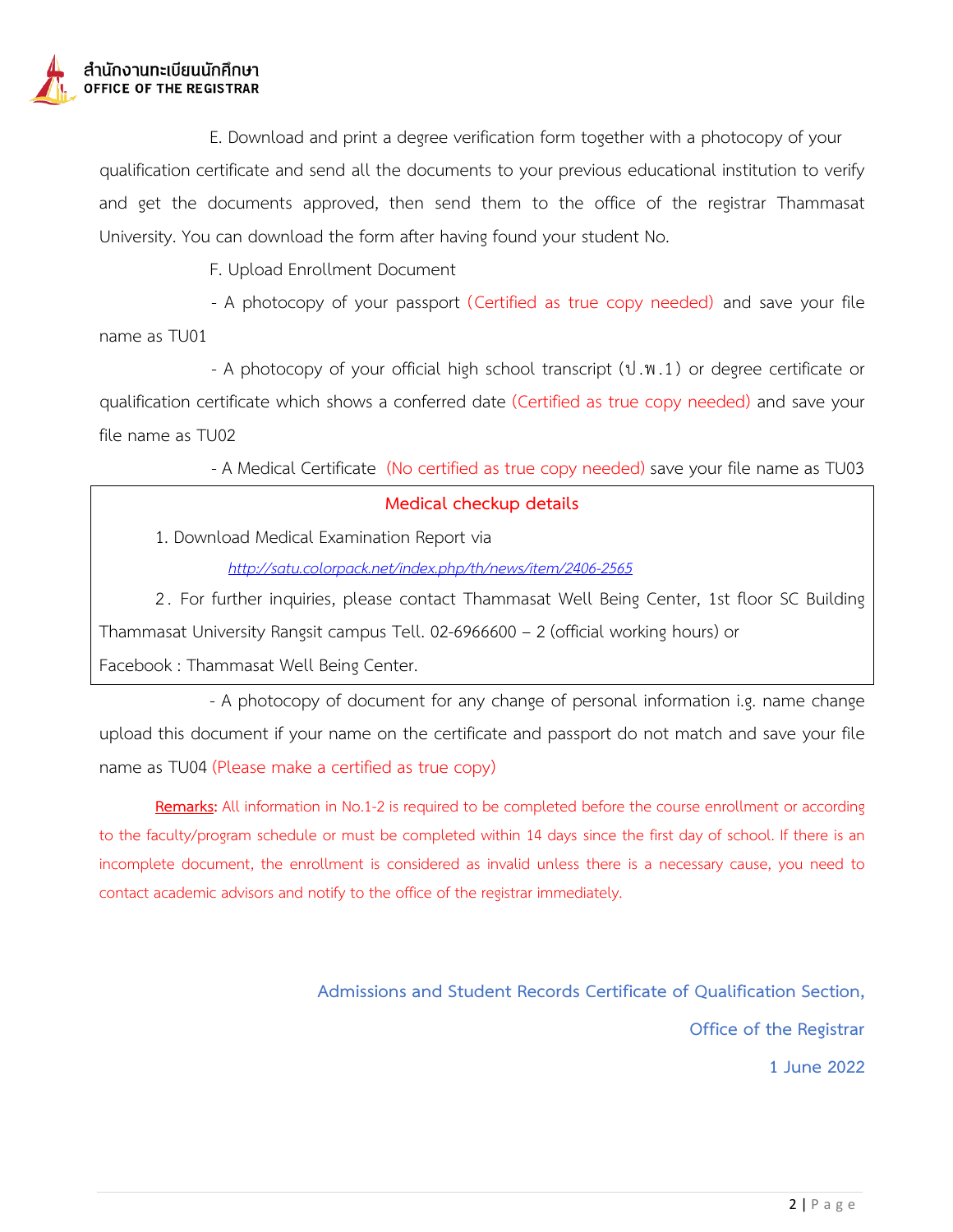E. Download and print a degree verification form together with a photocopy of your qualification certificate and send all the documents to your previous educational institution to verify and get the documents approved, then send them to the office of the registrar Thammasat University. You can download the form after having found your student No.

F. Upload Enrollment Document

- A photocopy of your passport (Certified as true copy needed) and save your file name as TU01
- A photocopy of your official high school transcript (ป.พ.1) or degree certificate or qualification certificate which shows a conferred date (Certified as true copy needed) and save your file name as TU02
- A Medical Certificate (No certified as true copy needed) save your file name as TU03

**Medical checkup details**

1. Download Medical Examination Report via

   *http://satu.colorpack.net/index.php/th/news/item/2406-2565*

2. For further inquiries, please contact Thammasat Well Being Center, 1st floor SC Building Thammasat University Rangsit campus Tell. 02-6966600 – 2 (official working hours) or Facebook : Thammasat Well Being Center.

- A photocopy of document for any change of personal information i.g. name change upload this document if your name on the certificate and passport do not match and save your file name as TU04 (Please make a certified as true copy)

**Remarks:** All information in No.1-2 is required to be completed before the course enrollment or according to the faculty/program schedule or must be completed within 14 days since the first day of school. If there is an incomplete document, the enrollment is considered as invalid unless there is a necessary cause, you need to contact academic advisors and notify to the office of the registrar immediately.

Admissions and Student Records Certificate of Qualification Section,

Office of the Registrar

1 June 2022